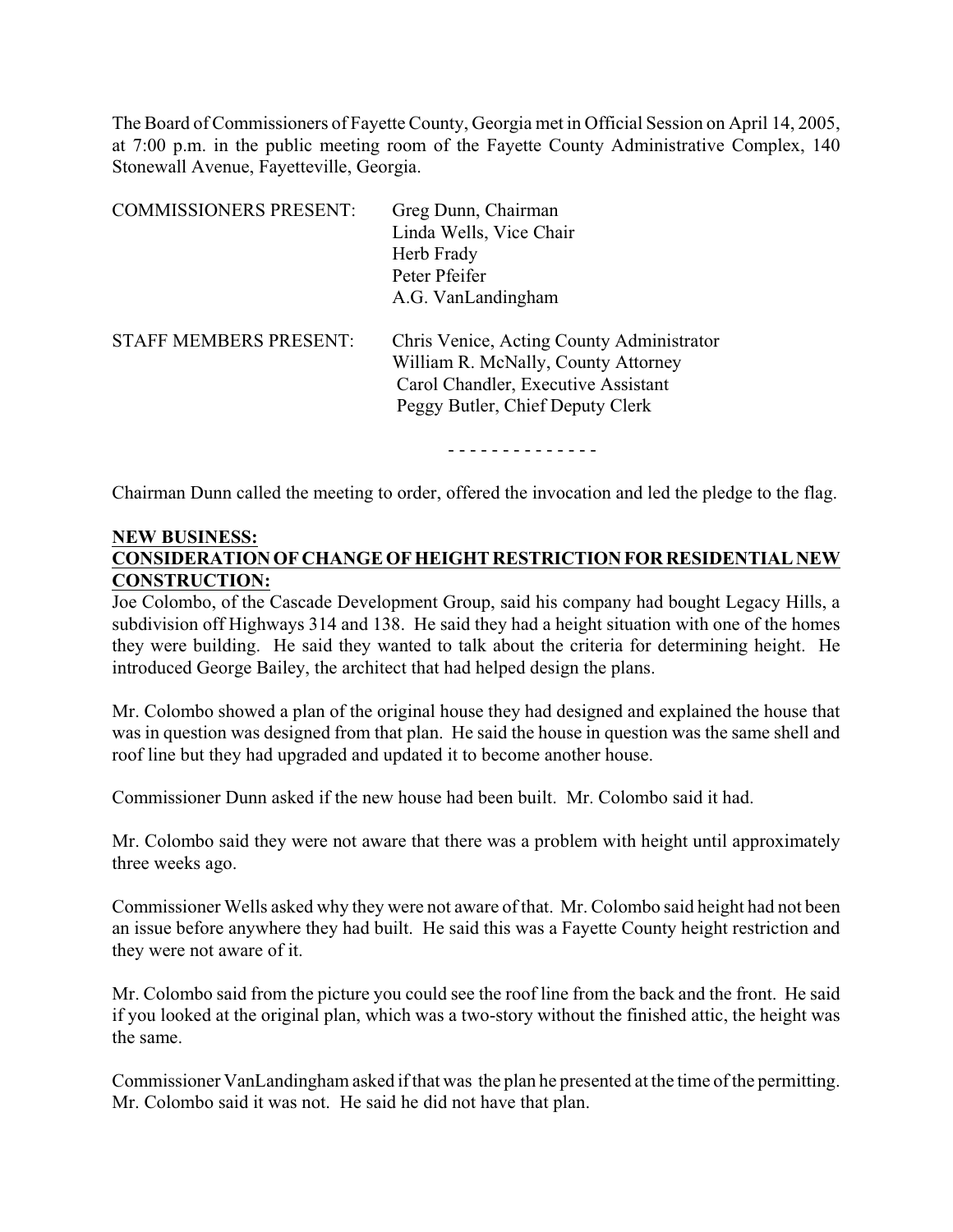The Board of Commissioners of Fayette County, Georgia met in Official Session on April 14, 2005, at 7:00 p.m. in the public meeting room of the Fayette County Administrative Complex, 140 Stonewall Avenue, Fayetteville, Georgia.

| | |
|---|---|
| COMMISSIONERS PRESENT: | Greg Dunn, Chairman<br>Linda Wells, Vice Chair<br>Herb Frady<br>Peter Pfeifer<br>A.G. VanLandingham |
| STAFF MEMBERS PRESENT: | Chris Venice, Acting County Administrator<br>William R. McNally, County Attorney<br>Carol Chandler, Executive Assistant<br>Peggy Butler, Chief Deputy Clerk |

\- - - - - - - - - - - - - -

Chairman Dunn called the meeting to order, offered the invocation and led the pledge to the flag.

**NEW BUSINESS:**

**CONSIDERATION OF CHANGE OF HEIGHT RESTRICTION FOR RESIDENTIAL NEW CONSTRUCTION:**

Joe Colombo, of the Cascade Development Group, said his company had bought Legacy Hills, a subdivision off Highways 314 and 138. He said they had a height situation with one of the homes they were building. He said they wanted to talk about the criteria for determining height. He introduced George Bailey, the architect that had helped design the plans.

Mr. Colombo showed a plan of the original house they had designed and explained the house that was in question was designed from that plan. He said the house in question was the same shell and roof line but they had upgraded and updated it to become another house.

Commissioner Dunn asked if the new house had been built. Mr. Colombo said it had.

Mr. Colombo said they were not aware that there was a problem with height until approximately three weeks ago.

Commissioner Wells asked why they were not aware of that. Mr. Colombo said height had not been an issue before anywhere they had built. He said this was a Fayette County height restriction and they were not aware of it.

Mr. Colombo said from the picture you could see the roof line from the back and the front. He said if you looked at the original plan, which was a two-story without the finished attic, the height was the same.

Commissioner VanLandingham asked if that was the plan he presented at the time of the permitting. Mr. Colombo said it was not. He said he did not have that plan.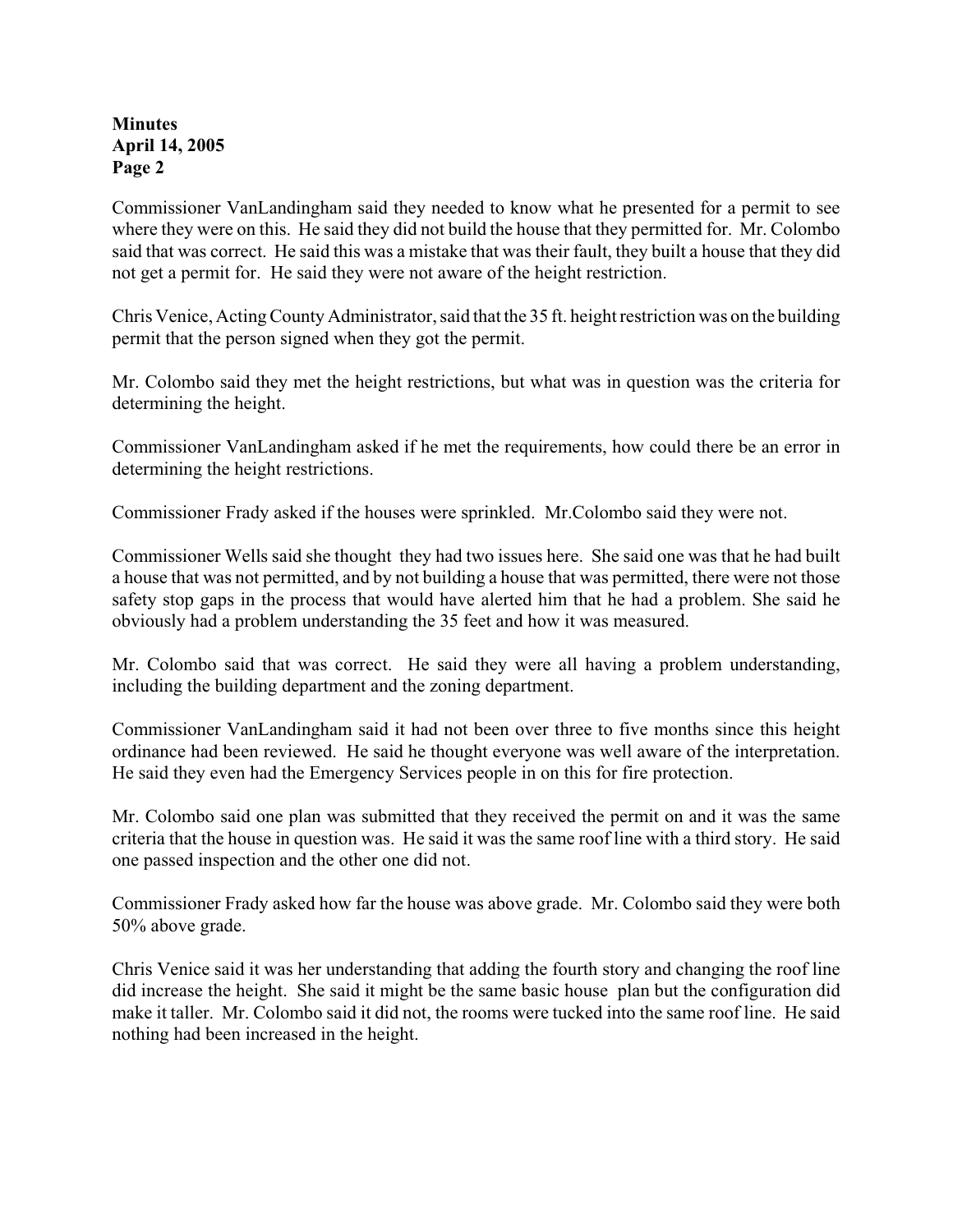Commissioner VanLandingham said they needed to know what he presented for a permit to see where they were on this. He said they did not build the house that they permitted for. Mr. Colombo said that was correct. He said this was a mistake that was their fault, they built a house that they did not get a permit for. He said they were not aware of the height restriction.

Chris Venice, Acting County Administrator, said that the 35 ft. height restriction was on the building permit that the person signed when they got the permit.

Mr. Colombo said they met the height restrictions, but what was in question was the criteria for determining the height.

Commissioner VanLandingham asked if he met the requirements, how could there be an error in determining the height restrictions.

Commissioner Frady asked if the houses were sprinkled. Mr.Colombo said they were not.

Commissioner Wells said she thought they had two issues here. She said one was that he had built a house that was not permitted, and by not building a house that was permitted, there were not those safety stop gaps in the process that would have alerted him that he had a problem. She said he obviously had a problem understanding the 35 feet and how it was measured.

Mr. Colombo said that was correct. He said they were all having a problem understanding, including the building department and the zoning department.

Commissioner VanLandingham said it had not been over three to five months since this height ordinance had been reviewed. He said he thought everyone was well aware of the interpretation. He said they even had the Emergency Services people in on this for fire protection.

Mr. Colombo said one plan was submitted that they received the permit on and it was the same criteria that the house in question was. He said it was the same roof line with a third story. He said one passed inspection and the other one did not.

Commissioner Frady asked how far the house was above grade. Mr. Colombo said they were both 50% above grade.

Chris Venice said it was her understanding that adding the fourth story and changing the roof line did increase the height. She said it might be the same basic house plan but the configuration did make it taller. Mr. Colombo said it did not, the rooms were tucked into the same roof line. He said nothing had been increased in the height.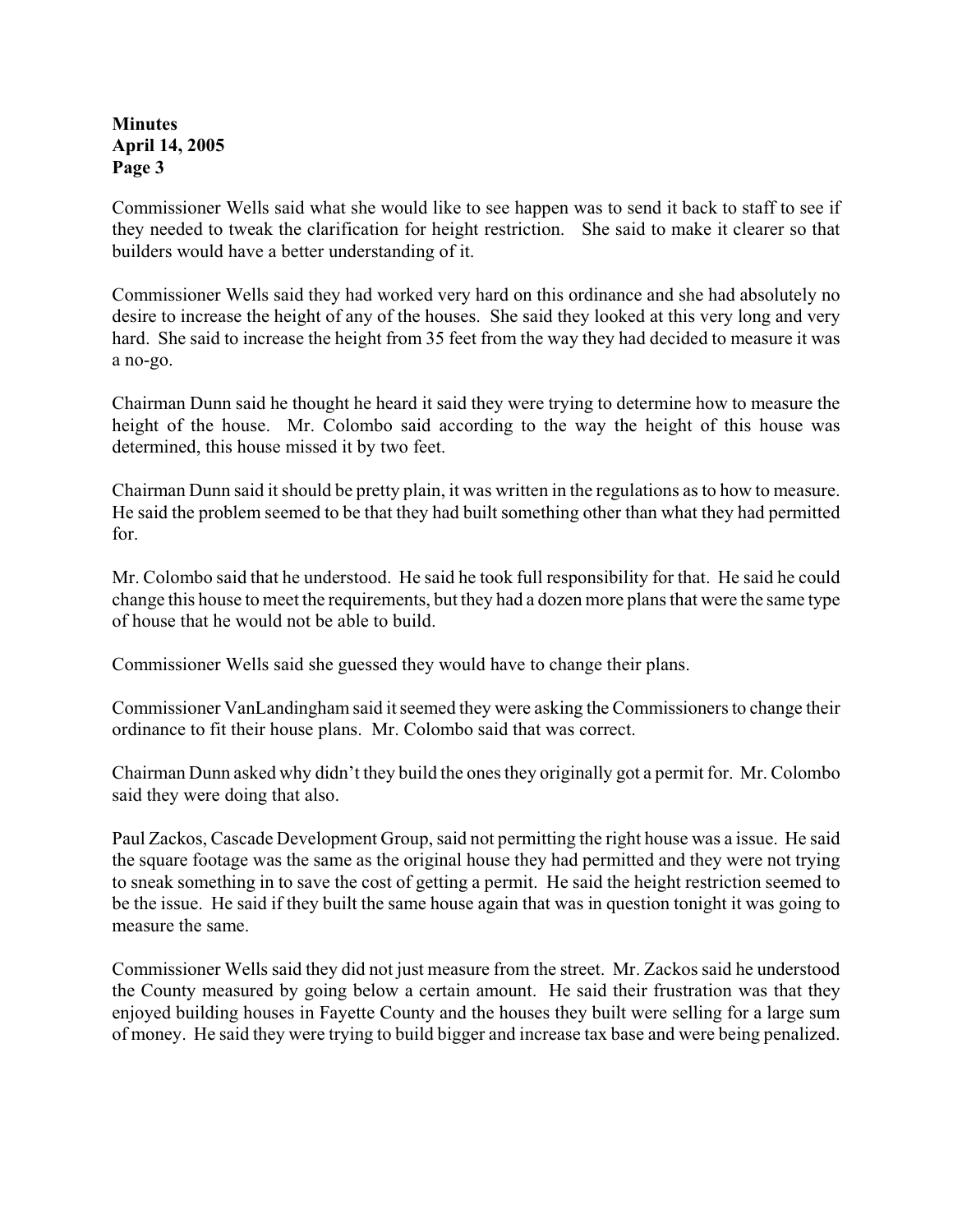Commissioner Wells said what she would like to see happen was to send it back to staff to see if they needed to tweak the clarification for height restriction. She said to make it clearer so that builders would have a better understanding of it.

Commissioner Wells said they had worked very hard on this ordinance and she had absolutely no desire to increase the height of any of the houses. She said they looked at this very long and very hard. She said to increase the height from 35 feet from the way they had decided to measure it was a no-go.

Chairman Dunn said he thought he heard it said they were trying to determine how to measure the height of the house. Mr. Colombo said according to the way the height of this house was determined, this house missed it by two feet.

Chairman Dunn said it should be pretty plain, it was written in the regulations as to how to measure. He said the problem seemed to be that they had built something other than what they had permitted for.

Mr. Colombo said that he understood. He said he took full responsibility for that. He said he could change this house to meet the requirements, but they had a dozen more plans that were the same type of house that he would not be able to build.

Commissioner Wells said she guessed they would have to change their plans.

Commissioner VanLandingham said it seemed they were asking the Commissioners to change their ordinance to fit their house plans. Mr. Colombo said that was correct.

Chairman Dunn asked why didn't they build the ones they originally got a permit for. Mr. Colombo said they were doing that also.

Paul Zackos, Cascade Development Group, said not permitting the right house was a issue. He said the square footage was the same as the original house they had permitted and they were not trying to sneak something in to save the cost of getting a permit. He said the height restriction seemed to be the issue. He said if they built the same house again that was in question tonight it was going to measure the same.

Commissioner Wells said they did not just measure from the street. Mr. Zackos said he understood the County measured by going below a certain amount. He said their frustration was that they enjoyed building houses in Fayette County and the houses they built were selling for a large sum of money. He said they were trying to build bigger and increase tax base and were being penalized.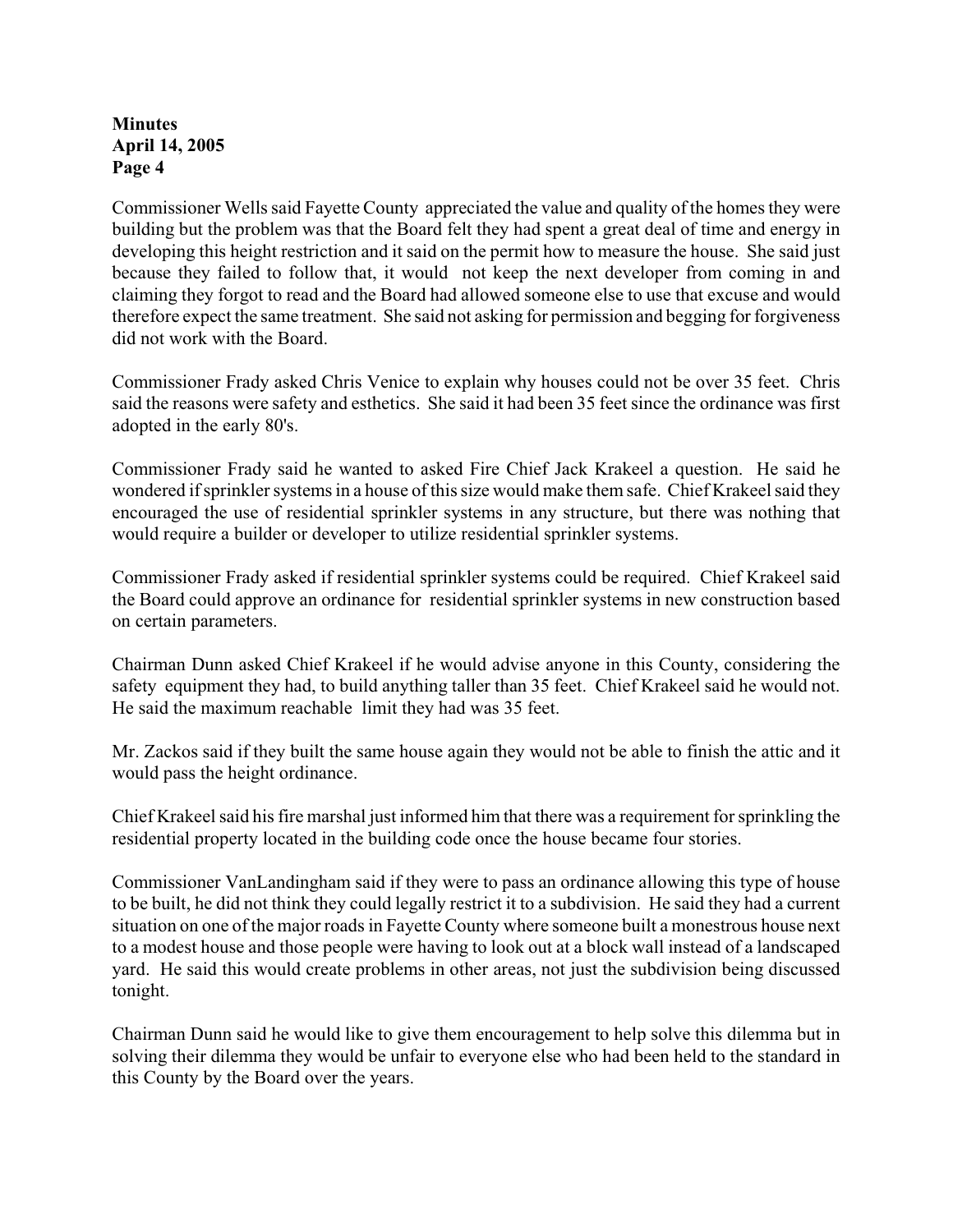Commissioner Wells said Fayette County appreciated the value and quality of the homes they were building but the problem was that the Board felt they had spent a great deal of time and energy in developing this height restriction and it said on the permit how to measure the house. She said just because they failed to follow that, it would not keep the next developer from coming in and claiming they forgot to read and the Board had allowed someone else to use that excuse and would therefore expect the same treatment. She said not asking for permission and begging for forgiveness did not work with the Board.

Commissioner Frady asked Chris Venice to explain why houses could not be over 35 feet. Chris said the reasons were safety and esthetics. She said it had been 35 feet since the ordinance was first adopted in the early 80's.

Commissioner Frady said he wanted to asked Fire Chief Jack Krakeel a question. He said he wondered if sprinkler systems in a house of this size would make them safe. Chief Krakeel said they encouraged the use of residential sprinkler systems in any structure, but there was nothing that would require a builder or developer to utilize residential sprinkler systems.

Commissioner Frady asked if residential sprinkler systems could be required. Chief Krakeel said the Board could approve an ordinance for residential sprinkler systems in new construction based on certain parameters.

Chairman Dunn asked Chief Krakeel if he would advise anyone in this County, considering the safety equipment they had, to build anything taller than 35 feet. Chief Krakeel said he would not. He said the maximum reachable limit they had was 35 feet.

Mr. Zackos said if they built the same house again they would not be able to finish the attic and it would pass the height ordinance.

Chief Krakeel said his fire marshal just informed him that there was a requirement for sprinkling the residential property located in the building code once the house became four stories.

Commissioner VanLandingham said if they were to pass an ordinance allowing this type of house to be built, he did not think they could legally restrict it to a subdivision. He said they had a current situation on one of the major roads in Fayette County where someone built a monestrous house next to a modest house and those people were having to look out at a block wall instead of a landscaped yard. He said this would create problems in other areas, not just the subdivision being discussed tonight.

Chairman Dunn said he would like to give them encouragement to help solve this dilemma but in solving their dilemma they would be unfair to everyone else who had been held to the standard in this County by the Board over the years.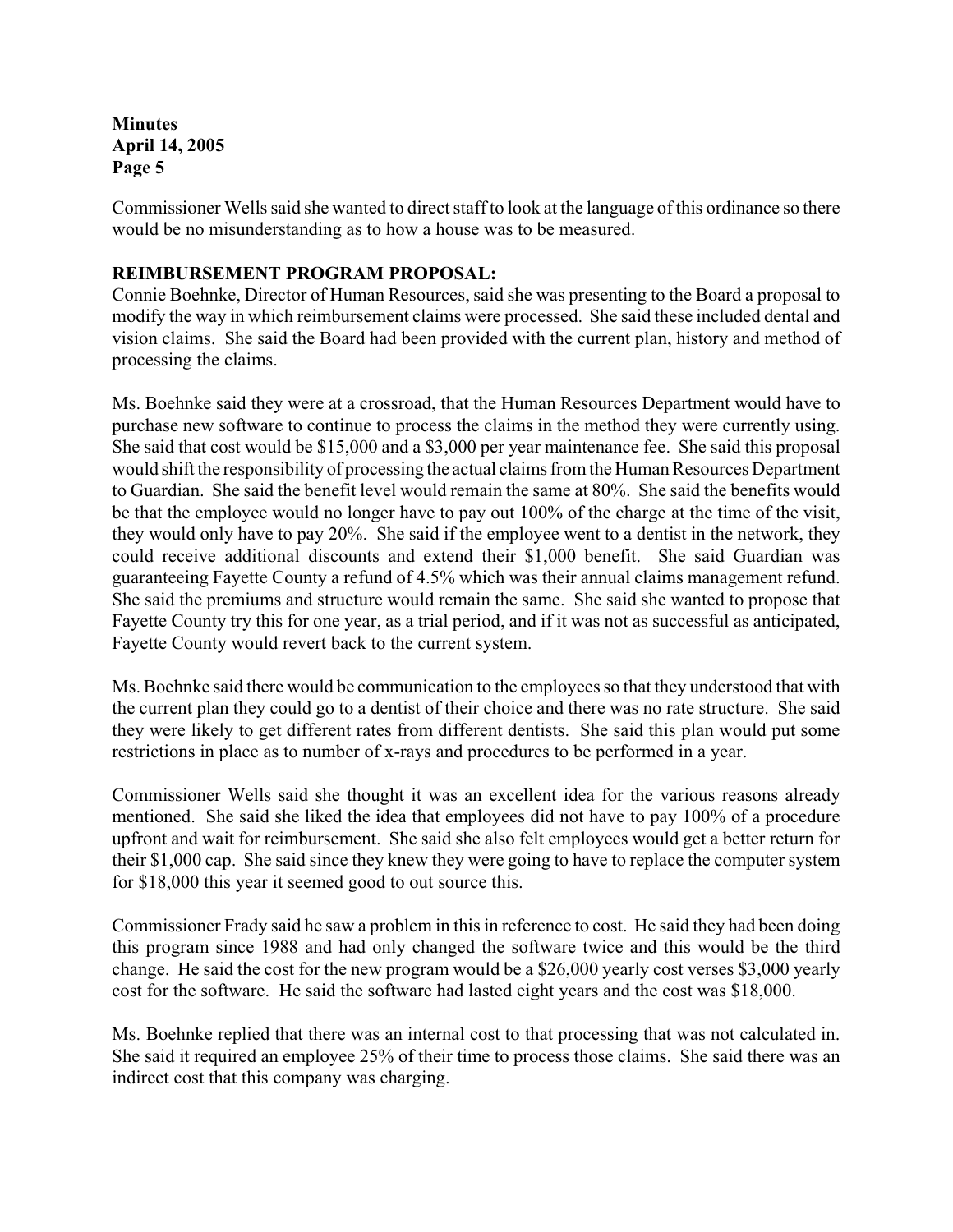Commissioner Wells said she wanted to direct staff to look at the language of this ordinance so there would be no misunderstanding as to how a house was to be measured.

**REIMBURSEMENT PROGRAM PROPOSAL:**

Connie Boehnke, Director of Human Resources, said she was presenting to the Board a proposal to modify the way in which reimbursement claims were processed. She said these included dental and vision claims. She said the Board had been provided with the current plan, history and method of processing the claims.

Ms. Boehnke said they were at a crossroad, that the Human Resources Department would have to purchase new software to continue to process the claims in the method they were currently using. She said that cost would be $15,000 and a $3,000 per year maintenance fee. She said this proposal would shift the responsibility of processing the actual claims from the Human Resources Department to Guardian. She said the benefit level would remain the same at 80%. She said the benefits would be that the employee would no longer have to pay out 100% of the charge at the time of the visit, they would only have to pay 20%. She said if the employee went to a dentist in the network, they could receive additional discounts and extend their $1,000 benefit. She said Guardian was guaranteeing Fayette County a refund of 4.5% which was their annual claims management refund. She said the premiums and structure would remain the same. She said she wanted to propose that Fayette County try this for one year, as a trial period, and if it was not as successful as anticipated, Fayette County would revert back to the current system.

Ms. Boehnke said there would be communication to the employees so that they understood that with the current plan they could go to a dentist of their choice and there was no rate structure. She said they were likely to get different rates from different dentists. She said this plan would put some restrictions in place as to number of x-rays and procedures to be performed in a year.

Commissioner Wells said she thought it was an excellent idea for the various reasons already mentioned. She said she liked the idea that employees did not have to pay 100% of a procedure upfront and wait for reimbursement. She said she also felt employees would get a better return for their $1,000 cap. She said since they knew they were going to have to replace the computer system for $18,000 this year it seemed good to out source this.

Commissioner Frady said he saw a problem in this in reference to cost. He said they had been doing this program since 1988 and had only changed the software twice and this would be the third change. He said the cost for the new program would be a $26,000 yearly cost verses $3,000 yearly cost for the software. He said the software had lasted eight years and the cost was $18,000.

Ms. Boehnke replied that there was an internal cost to that processing that was not calculated in. She said it required an employee 25% of their time to process those claims. She said there was an indirect cost that this company was charging.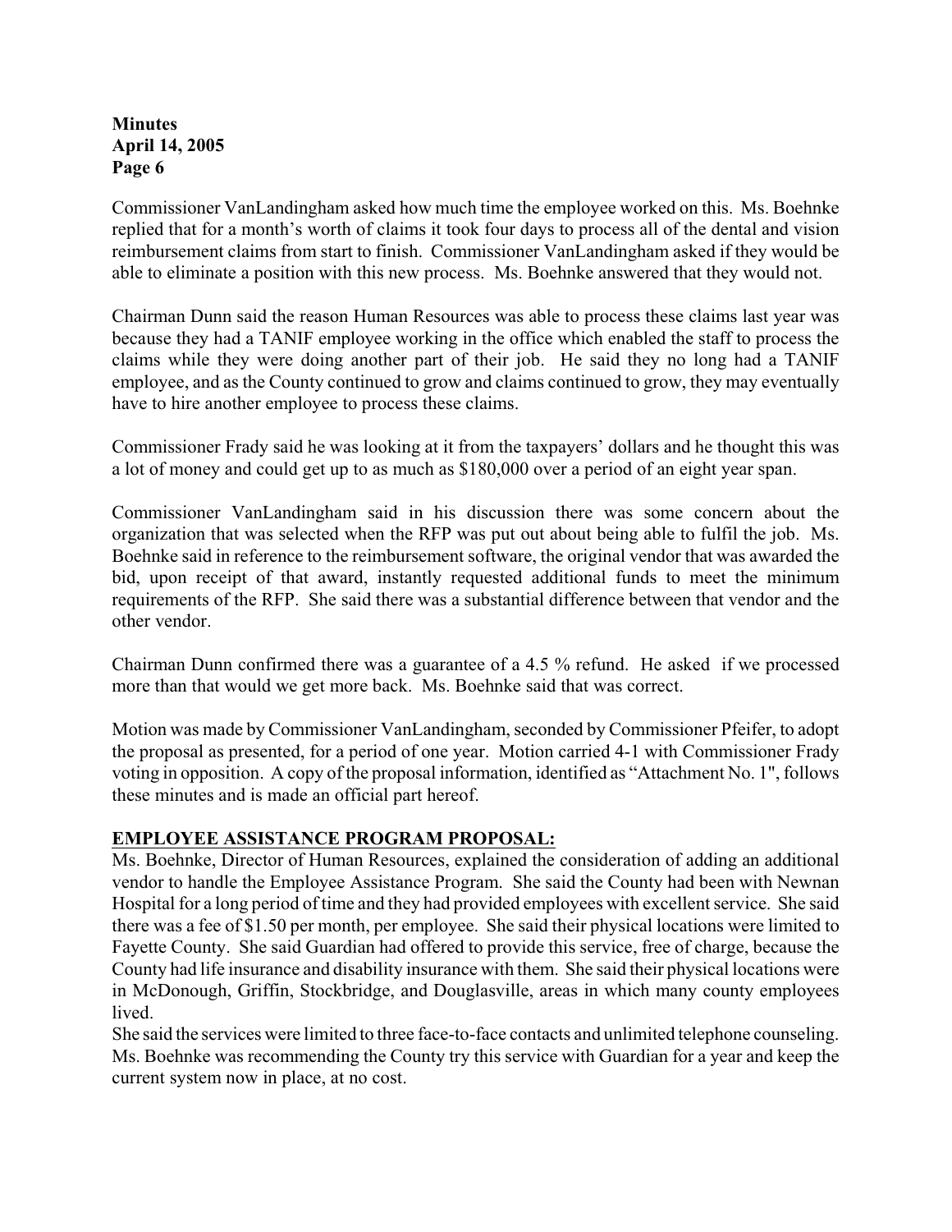Commissioner VanLandingham asked how much time the employee worked on this. Ms. Boehnke replied that for a month's worth of claims it took four days to process all of the dental and vision reimbursement claims from start to finish. Commissioner VanLandingham asked if they would be able to eliminate a position with this new process. Ms. Boehnke answered that they would not.

Chairman Dunn said the reason Human Resources was able to process these claims last year was because they had a TANIF employee working in the office which enabled the staff to process the claims while they were doing another part of their job. He said they no long had a TANIF employee, and as the County continued to grow and claims continued to grow, they may eventually have to hire another employee to process these claims.

Commissioner Frady said he was looking at it from the taxpayers' dollars and he thought this was a lot of money and could get up to as much as $180,000 over a period of an eight year span.

Commissioner VanLandingham said in his discussion there was some concern about the organization that was selected when the RFP was put out about being able to fulfil the job. Ms. Boehnke said in reference to the reimbursement software, the original vendor that was awarded the bid, upon receipt of that award, instantly requested additional funds to meet the minimum requirements of the RFP. She said there was a substantial difference between that vendor and the other vendor.

Chairman Dunn confirmed there was a guarantee of a 4.5 % refund. He asked if we processed more than that would we get more back. Ms. Boehnke said that was correct.

Motion was made by Commissioner VanLandingham, seconded by Commissioner Pfeifer, to adopt the proposal as presented, for a period of one year. Motion carried 4-1 with Commissioner Frady voting in opposition. A copy of the proposal information, identified as "Attachment No. 1", follows these minutes and is made an official part hereof.

**EMPLOYEE ASSISTANCE PROGRAM PROPOSAL:**

Ms. Boehnke, Director of Human Resources, explained the consideration of adding an additional vendor to handle the Employee Assistance Program. She said the County had been with Newnan Hospital for a long period of time and they had provided employees with excellent service. She said there was a fee of $1.50 per month, per employee. She said their physical locations were limited to Fayette County. She said Guardian had offered to provide this service, free of charge, because the County had life insurance and disability insurance with them. She said their physical locations were in McDonough, Griffin, Stockbridge, and Douglasville, areas in which many county employees lived.

She said the services were limited to three face-to-face contacts and unlimited telephone counseling. Ms. Boehnke was recommending the County try this service with Guardian for a year and keep the current system now in place, at no cost.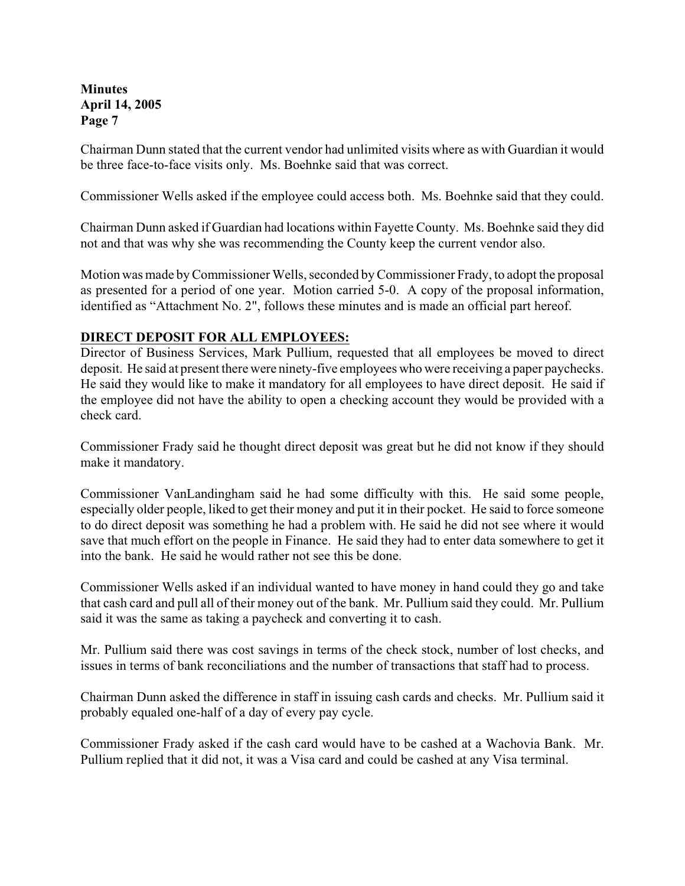Chairman Dunn stated that the current vendor had unlimited visits where as with Guardian it would be three face-to-face visits only. Ms. Boehnke said that was correct.

Commissioner Wells asked if the employee could access both. Ms. Boehnke said that they could.

Chairman Dunn asked if Guardian had locations within Fayette County. Ms. Boehnke said they did not and that was why she was recommending the County keep the current vendor also.

Motion was made by Commissioner Wells, seconded by Commissioner Frady, to adopt the proposal as presented for a period of one year. Motion carried 5-0. A copy of the proposal information, identified as "Attachment No. 2", follows these minutes and is made an official part hereof.

**DIRECT DEPOSIT FOR ALL EMPLOYEES:**

Director of Business Services, Mark Pullium, requested that all employees be moved to direct deposit. He said at present there were ninety-five employees who were receiving a paper paychecks. He said they would like to make it mandatory for all employees to have direct deposit. He said if the employee did not have the ability to open a checking account they would be provided with a check card.

Commissioner Frady said he thought direct deposit was great but he did not know if they should make it mandatory.

Commissioner VanLandingham said he had some difficulty with this. He said some people, especially older people, liked to get their money and put it in their pocket. He said to force someone to do direct deposit was something he had a problem with. He said he did not see where it would save that much effort on the people in Finance. He said they had to enter data somewhere to get it into the bank. He said he would rather not see this be done.

Commissioner Wells asked if an individual wanted to have money in hand could they go and take that cash card and pull all of their money out of the bank. Mr. Pullium said they could. Mr. Pullium said it was the same as taking a paycheck and converting it to cash.

Mr. Pullium said there was cost savings in terms of the check stock, number of lost checks, and issues in terms of bank reconciliations and the number of transactions that staff had to process.

Chairman Dunn asked the difference in staff in issuing cash cards and checks. Mr. Pullium said it probably equaled one-half of a day of every pay cycle.

Commissioner Frady asked if the cash card would have to be cashed at a Wachovia Bank. Mr. Pullium replied that it did not, it was a Visa card and could be cashed at any Visa terminal.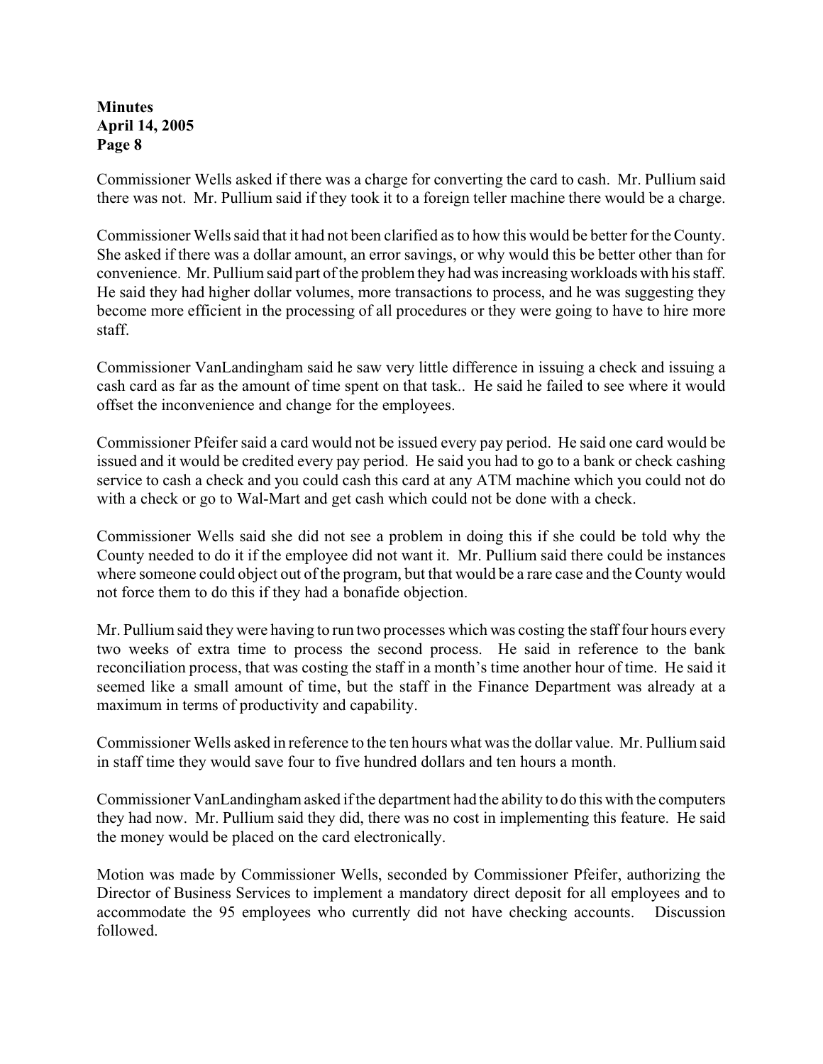Commissioner Wells asked if there was a charge for converting the card to cash. Mr. Pullium said there was not. Mr. Pullium said if they took it to a foreign teller machine there would be a charge.

Commissioner Wells said that it had not been clarified as to how this would be better for the County. She asked if there was a dollar amount, an error savings, or why would this be better other than for convenience. Mr. Pullium said part of the problem they had was increasing workloads with his staff. He said they had higher dollar volumes, more transactions to process, and he was suggesting they become more efficient in the processing of all procedures or they were going to have to hire more staff.

Commissioner VanLandingham said he saw very little difference in issuing a check and issuing a cash card as far as the amount of time spent on that task.. He said he failed to see where it would offset the inconvenience and change for the employees.

Commissioner Pfeifer said a card would not be issued every pay period. He said one card would be issued and it would be credited every pay period. He said you had to go to a bank or check cashing service to cash a check and you could cash this card at any ATM machine which you could not do with a check or go to Wal-Mart and get cash which could not be done with a check.

Commissioner Wells said she did not see a problem in doing this if she could be told why the County needed to do it if the employee did not want it. Mr. Pullium said there could be instances where someone could object out of the program, but that would be a rare case and the County would not force them to do this if they had a bonafide objection.

Mr. Pullium said they were having to run two processes which was costing the staff four hours every two weeks of extra time to process the second process. He said in reference to the bank reconciliation process, that was costing the staff in a month's time another hour of time. He said it seemed like a small amount of time, but the staff in the Finance Department was already at a maximum in terms of productivity and capability.

Commissioner Wells asked in reference to the ten hours what was the dollar value. Mr. Pullium said in staff time they would save four to five hundred dollars and ten hours a month.

Commissioner VanLandingham asked if the department had the ability to do this with the computers they had now. Mr. Pullium said they did, there was no cost in implementing this feature. He said the money would be placed on the card electronically.

Motion was made by Commissioner Wells, seconded by Commissioner Pfeifer, authorizing the Director of Business Services to implement a mandatory direct deposit for all employees and to accommodate the 95 employees who currently did not have checking accounts. Discussion followed.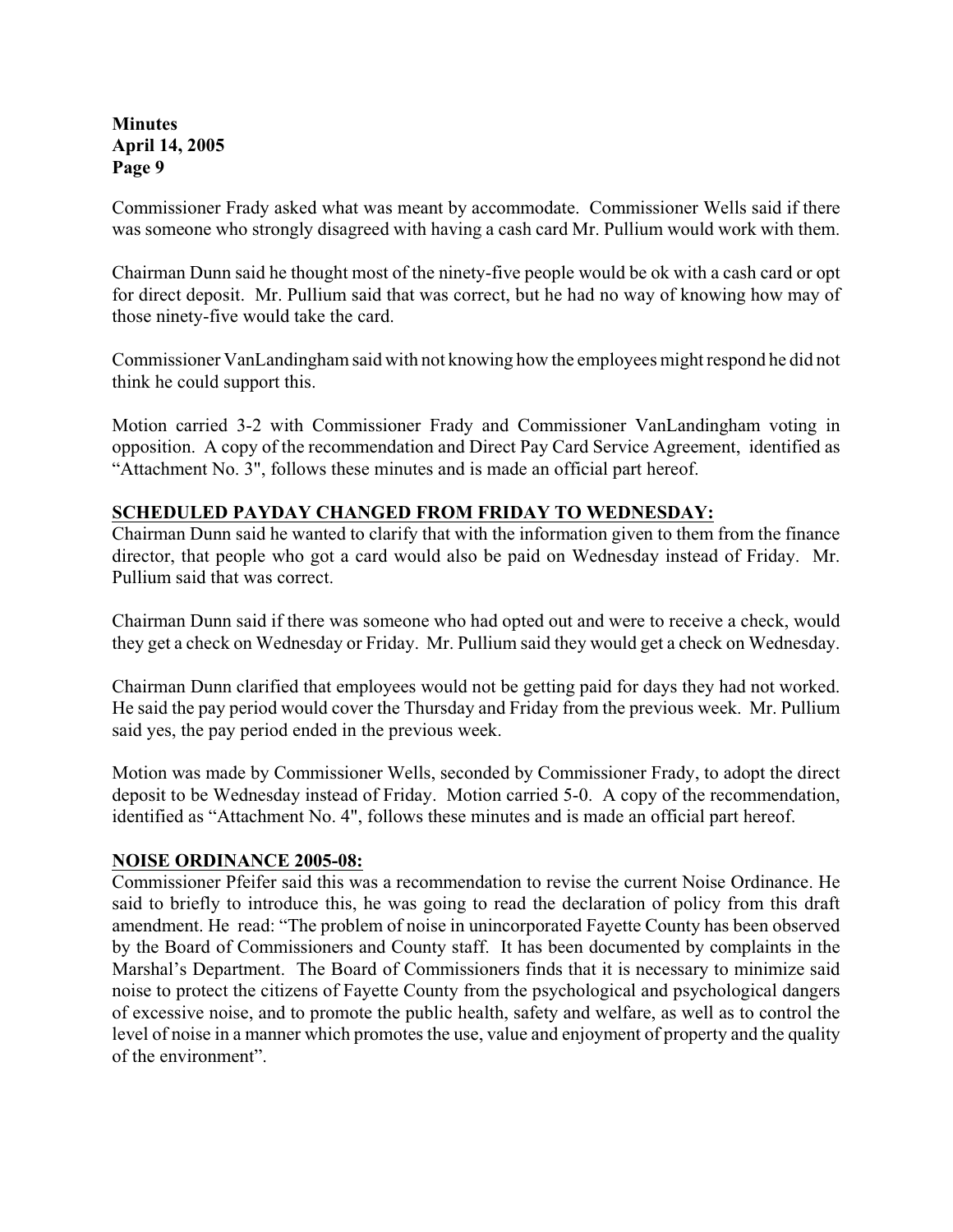Commissioner Frady asked what was meant by accommodate. Commissioner Wells said if there was someone who strongly disagreed with having a cash card Mr. Pullium would work with them.

Chairman Dunn said he thought most of the ninety-five people would be ok with a cash card or opt for direct deposit. Mr. Pullium said that was correct, but he had no way of knowing how may of those ninety-five would take the card.

Commissioner VanLandingham said with not knowing how the employees might respond he did not think he could support this.

Motion carried 3-2 with Commissioner Frady and Commissioner VanLandingham voting in opposition. A copy of the recommendation and Direct Pay Card Service Agreement, identified as "Attachment No. 3", follows these minutes and is made an official part hereof.

## SCHEDULED PAYDAY CHANGED FROM FRIDAY TO WEDNESDAY:

Chairman Dunn said he wanted to clarify that with the information given to them from the finance director, that people who got a card would also be paid on Wednesday instead of Friday. Mr. Pullium said that was correct.

Chairman Dunn said if there was someone who had opted out and were to receive a check, would they get a check on Wednesday or Friday. Mr. Pullium said they would get a check on Wednesday.

Chairman Dunn clarified that employees would not be getting paid for days they had not worked. He said the pay period would cover the Thursday and Friday from the previous week. Mr. Pullium said yes, the pay period ended in the previous week.

Motion was made by Commissioner Wells, seconded by Commissioner Frady, to adopt the direct deposit to be Wednesday instead of Friday. Motion carried 5-0. A copy of the recommendation, identified as "Attachment No. 4", follows these minutes and is made an official part hereof.

## NOISE ORDINANCE 2005-08:

Commissioner Pfeifer said this was a recommendation to revise the current Noise Ordinance. He said to briefly to introduce this, he was going to read the declaration of policy from this draft amendment. He read: "The problem of noise in unincorporated Fayette County has been observed by the Board of Commissioners and County staff. It has been documented by complaints in the Marshal's Department. The Board of Commissioners finds that it is necessary to minimize said noise to protect the citizens of Fayette County from the psychological and psychological dangers of excessive noise, and to promote the public health, safety and welfare, as well as to control the level of noise in a manner which promotes the use, value and enjoyment of property and the quality of the environment".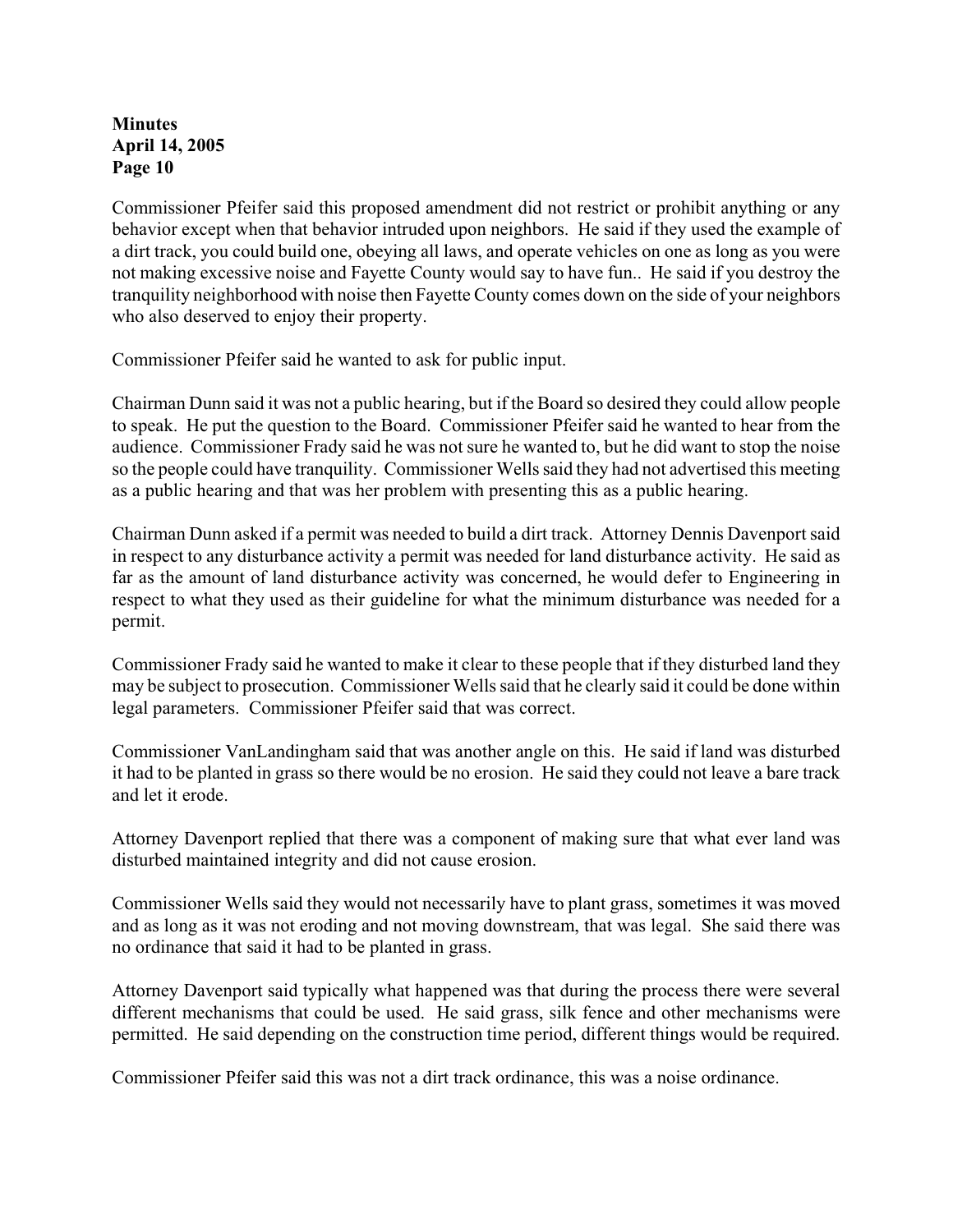Commissioner Pfeifer said this proposed amendment did not restrict or prohibit anything or any behavior except when that behavior intruded upon neighbors. He said if they used the example of a dirt track, you could build one, obeying all laws, and operate vehicles on one as long as you were not making excessive noise and Fayette County would say to have fun.. He said if you destroy the tranquility neighborhood with noise then Fayette County comes down on the side of your neighbors who also deserved to enjoy their property.

Commissioner Pfeifer said he wanted to ask for public input.

Chairman Dunn said it was not a public hearing, but if the Board so desired they could allow people to speak. He put the question to the Board. Commissioner Pfeifer said he wanted to hear from the audience. Commissioner Frady said he was not sure he wanted to, but he did want to stop the noise so the people could have tranquility. Commissioner Wells said they had not advertised this meeting as a public hearing and that was her problem with presenting this as a public hearing.

Chairman Dunn asked if a permit was needed to build a dirt track. Attorney Dennis Davenport said in respect to any disturbance activity a permit was needed for land disturbance activity. He said as far as the amount of land disturbance activity was concerned, he would defer to Engineering in respect to what they used as their guideline for what the minimum disturbance was needed for a permit.

Commissioner Frady said he wanted to make it clear to these people that if they disturbed land they may be subject to prosecution. Commissioner Wells said that he clearly said it could be done within legal parameters. Commissioner Pfeifer said that was correct.

Commissioner VanLandingham said that was another angle on this. He said if land was disturbed it had to be planted in grass so there would be no erosion. He said they could not leave a bare track and let it erode.

Attorney Davenport replied that there was a component of making sure that what ever land was disturbed maintained integrity and did not cause erosion.

Commissioner Wells said they would not necessarily have to plant grass, sometimes it was moved and as long as it was not eroding and not moving downstream, that was legal. She said there was no ordinance that said it had to be planted in grass.

Attorney Davenport said typically what happened was that during the process there were several different mechanisms that could be used. He said grass, silk fence and other mechanisms were permitted. He said depending on the construction time period, different things would be required.

Commissioner Pfeifer said this was not a dirt track ordinance, this was a noise ordinance.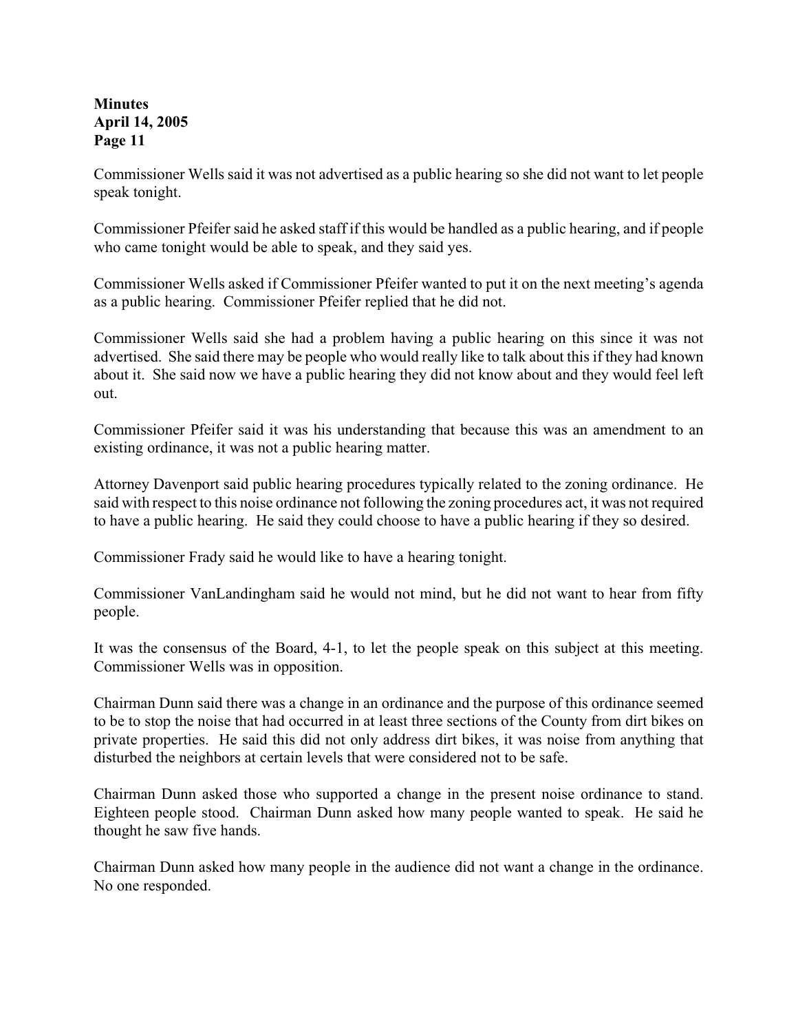Commissioner Wells said it was not advertised as a public hearing so she did not want to let people speak tonight.

Commissioner Pfeifer said he asked staff if this would be handled as a public hearing, and if people who came tonight would be able to speak, and they said yes.

Commissioner Wells asked if Commissioner Pfeifer wanted to put it on the next meeting's agenda as a public hearing. Commissioner Pfeifer replied that he did not.

Commissioner Wells said she had a problem having a public hearing on this since it was not advertised. She said there may be people who would really like to talk about this if they had known about it. She said now we have a public hearing they did not know about and they would feel left out.

Commissioner Pfeifer said it was his understanding that because this was an amendment to an existing ordinance, it was not a public hearing matter.

Attorney Davenport said public hearing procedures typically related to the zoning ordinance. He said with respect to this noise ordinance not following the zoning procedures act, it was not required to have a public hearing. He said they could choose to have a public hearing if they so desired.

Commissioner Frady said he would like to have a hearing tonight.

Commissioner VanLandingham said he would not mind, but he did not want to hear from fifty people.

It was the consensus of the Board, 4-1, to let the people speak on this subject at this meeting. Commissioner Wells was in opposition.

Chairman Dunn said there was a change in an ordinance and the purpose of this ordinance seemed to be to stop the noise that had occurred in at least three sections of the County from dirt bikes on private properties. He said this did not only address dirt bikes, it was noise from anything that disturbed the neighbors at certain levels that were considered not to be safe.

Chairman Dunn asked those who supported a change in the present noise ordinance to stand. Eighteen people stood. Chairman Dunn asked how many people wanted to speak. He said he thought he saw five hands.

Chairman Dunn asked how many people in the audience did not want a change in the ordinance. No one responded.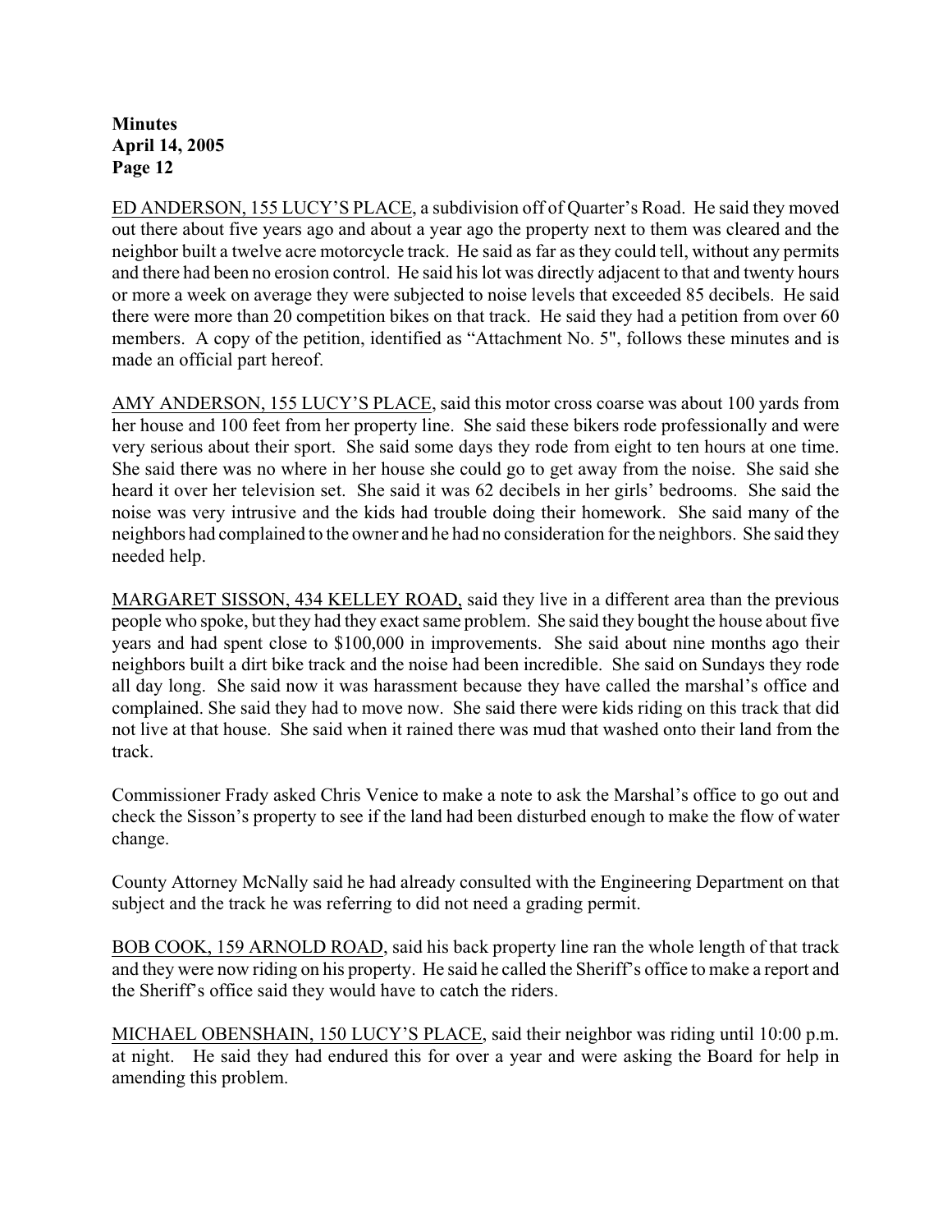ED ANDERSON, 155 LUCY'S PLACE, a subdivision off of Quarter's Road. He said they moved out there about five years ago and about a year ago the property next to them was cleared and the neighbor built a twelve acre motorcycle track. He said as far as they could tell, without any permits and there had been no erosion control. He said his lot was directly adjacent to that and twenty hours or more a week on average they were subjected to noise levels that exceeded 85 decibels. He said there were more than 20 competition bikes on that track. He said they had a petition from over 60 members. A copy of the petition, identified as "Attachment No. 5", follows these minutes and is made an official part hereof.

AMY ANDERSON, 155 LUCY'S PLACE, said this motor cross coarse was about 100 yards from her house and 100 feet from her property line. She said these bikers rode professionally and were very serious about their sport. She said some days they rode from eight to ten hours at one time. She said there was no where in her house she could go to get away from the noise. She said she heard it over her television set. She said it was 62 decibels in her girls' bedrooms. She said the noise was very intrusive and the kids had trouble doing their homework. She said many of the neighbors had complained to the owner and he had no consideration for the neighbors. She said they needed help.

MARGARET SISSON, 434 KELLEY ROAD, said they live in a different area than the previous people who spoke, but they had they exact same problem. She said they bought the house about five years and had spent close to $100,000 in improvements. She said about nine months ago their neighbors built a dirt bike track and the noise had been incredible. She said on Sundays they rode all day long. She said now it was harassment because they have called the marshal's office and complained. She said they had to move now. She said there were kids riding on this track that did not live at that house. She said when it rained there was mud that washed onto their land from the track.

Commissioner Frady asked Chris Venice to make a note to ask the Marshal's office to go out and check the Sisson's property to see if the land had been disturbed enough to make the flow of water change.

County Attorney McNally said he had already consulted with the Engineering Department on that subject and the track he was referring to did not need a grading permit.

BOB COOK, 159 ARNOLD ROAD, said his back property line ran the whole length of that track and they were now riding on his property. He said he called the Sheriff's office to make a report and the Sheriff's office said they would have to catch the riders.

MICHAEL OBENSHAIN, 150 LUCY'S PLACE, said their neighbor was riding until 10:00 p.m. at night. He said they had endured this for over a year and were asking the Board for help in amending this problem.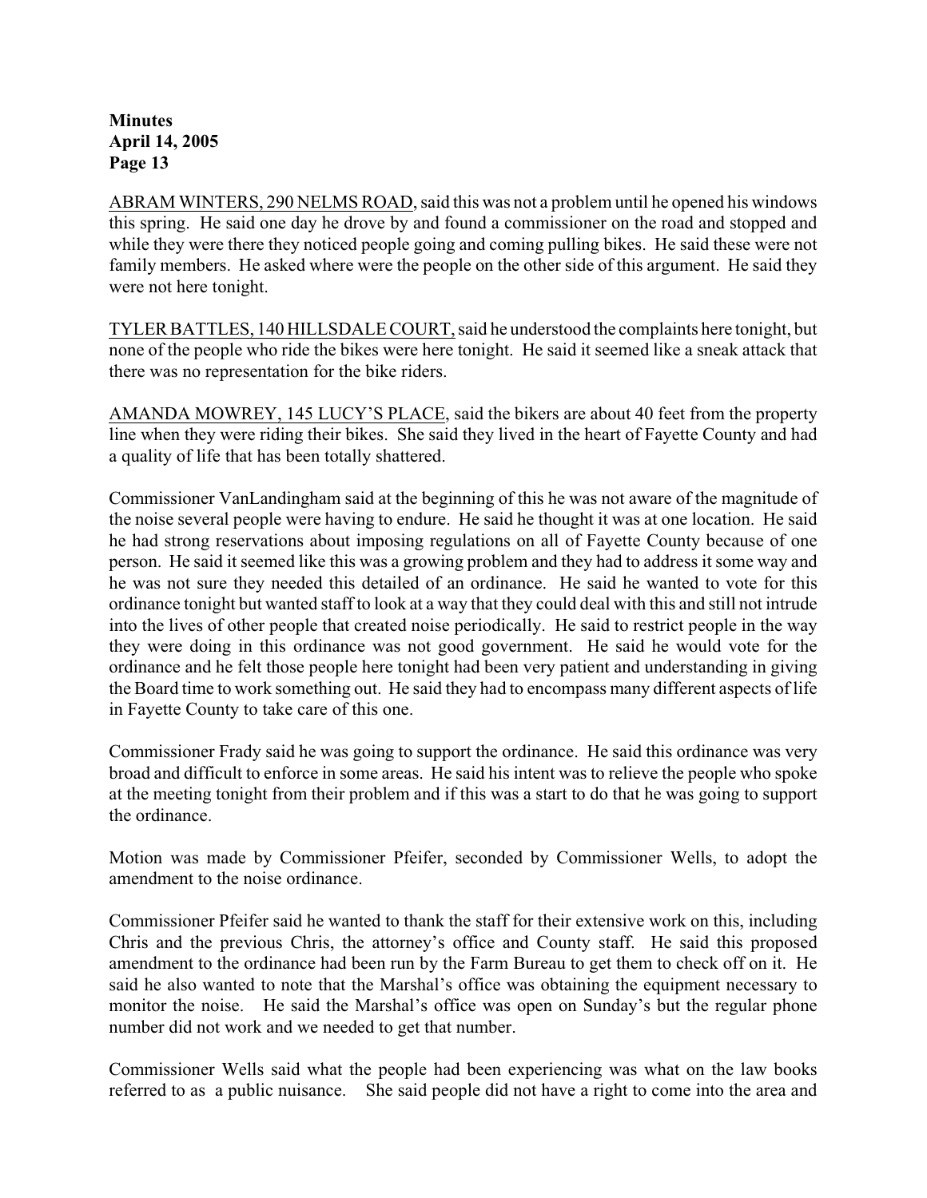ABRAM WINTERS, 290 NELMS ROAD, said this was not a problem until he opened his windows this spring. He said one day he drove by and found a commissioner on the road and stopped and while they were there they noticed people going and coming pulling bikes. He said these were not family members. He asked where were the people on the other side of this argument. He said they were not here tonight.

TYLER BATTLES, 140 HILLSDALE COURT, said he understood the complaints here tonight, but none of the people who ride the bikes were here tonight. He said it seemed like a sneak attack that there was no representation for the bike riders.

AMANDA MOWREY, 145 LUCY'S PLACE, said the bikers are about 40 feet from the property line when they were riding their bikes. She said they lived in the heart of Fayette County and had a quality of life that has been totally shattered.

Commissioner VanLandingham said at the beginning of this he was not aware of the magnitude of the noise several people were having to endure. He said he thought it was at one location. He said he had strong reservations about imposing regulations on all of Fayette County because of one person. He said it seemed like this was a growing problem and they had to address it some way and he was not sure they needed this detailed of an ordinance. He said he wanted to vote for this ordinance tonight but wanted staff to look at a way that they could deal with this and still not intrude into the lives of other people that created noise periodically. He said to restrict people in the way they were doing in this ordinance was not good government. He said he would vote for the ordinance and he felt those people here tonight had been very patient and understanding in giving the Board time to work something out. He said they had to encompass many different aspects of life in Fayette County to take care of this one.

Commissioner Frady said he was going to support the ordinance. He said this ordinance was very broad and difficult to enforce in some areas. He said his intent was to relieve the people who spoke at the meeting tonight from their problem and if this was a start to do that he was going to support the ordinance.

Motion was made by Commissioner Pfeifer, seconded by Commissioner Wells, to adopt the amendment to the noise ordinance.

Commissioner Pfeifer said he wanted to thank the staff for their extensive work on this, including Chris and the previous Chris, the attorney's office and County staff. He said this proposed amendment to the ordinance had been run by the Farm Bureau to get them to check off on it. He said he also wanted to note that the Marshal's office was obtaining the equipment necessary to monitor the noise. He said the Marshal's office was open on Sunday's but the regular phone number did not work and we needed to get that number.

Commissioner Wells said what the people had been experiencing was what on the law books referred to as a public nuisance. She said people did not have a right to come into the area and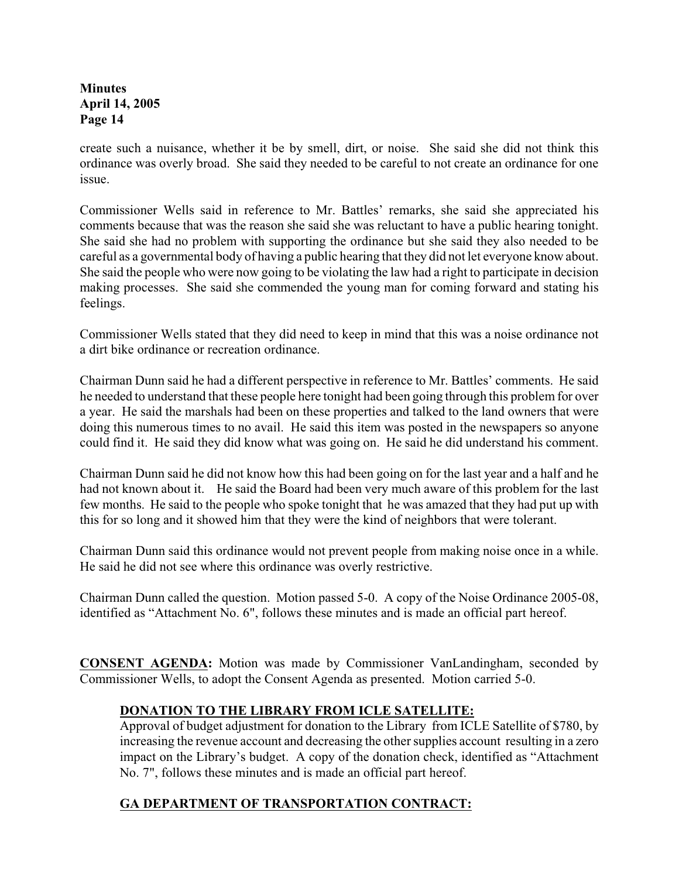create such a nuisance, whether it be by smell, dirt, or noise. She said she did not think this ordinance was overly broad. She said they needed to be careful to not create an ordinance for one issue.

Commissioner Wells said in reference to Mr. Battles' remarks, she said she appreciated his comments because that was the reason she said she was reluctant to have a public hearing tonight. She said she had no problem with supporting the ordinance but she said they also needed to be careful as a governmental body of having a public hearing that they did not let everyone know about. She said the people who were now going to be violating the law had a right to participate in decision making processes. She said she commended the young man for coming forward and stating his feelings.

Commissioner Wells stated that they did need to keep in mind that this was a noise ordinance not a dirt bike ordinance or recreation ordinance.

Chairman Dunn said he had a different perspective in reference to Mr. Battles' comments. He said he needed to understand that these people here tonight had been going through this problem for over a year. He said the marshals had been on these properties and talked to the land owners that were doing this numerous times to no avail. He said this item was posted in the newspapers so anyone could find it. He said they did know what was going on. He said he did understand his comment.

Chairman Dunn said he did not know how this had been going on for the last year and a half and he had not known about it. He said the Board had been very much aware of this problem for the last few months. He said to the people who spoke tonight that he was amazed that they had put up with this for so long and it showed him that they were the kind of neighbors that were tolerant.

Chairman Dunn said this ordinance would not prevent people from making noise once in a while. He said he did not see where this ordinance was overly restrictive.

Chairman Dunn called the question. Motion passed 5-0. A copy of the Noise Ordinance 2005-08, identified as "Attachment No. 6", follows these minutes and is made an official part hereof.

**CONSENT AGENDA:** Motion was made by Commissioner VanLandingham, seconded by Commissioner Wells, to adopt the Consent Agenda as presented. Motion carried 5-0.

**DONATION TO THE LIBRARY FROM ICLE SATELLITE:**
Approval of budget adjustment for donation to the Library from ICLE Satellite of $780, by increasing the revenue account and decreasing the other supplies account resulting in a zero impact on the Library's budget. A copy of the donation check, identified as "Attachment No. 7", follows these minutes and is made an official part hereof.

**GA DEPARTMENT OF TRANSPORTATION CONTRACT:**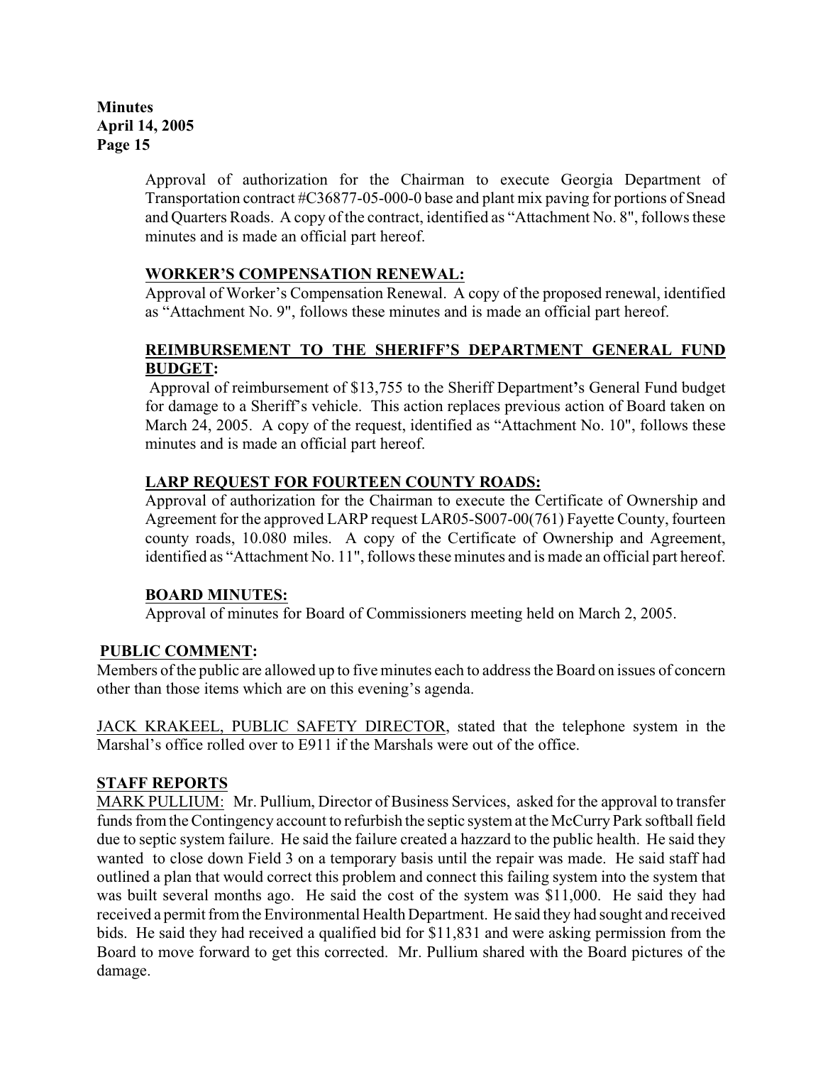Approval of authorization for the Chairman to execute Georgia Department of Transportation contract #C36877-05-000-0 base and plant mix paving for portions of Snead and Quarters Roads. A copy of the contract, identified as "Attachment No. 8", follows these minutes and is made an official part hereof.

**WORKER'S COMPENSATION RENEWAL:**

Approval of Worker's Compensation Renewal. A copy of the proposed renewal, identified as "Attachment No. 9", follows these minutes and is made an official part hereof.

**REIMBURSEMENT TO THE SHERIFF'S DEPARTMENT GENERAL FUND BUDGET:**

Approval of reimbursement of $13,755 to the Sheriff Department's General Fund budget for damage to a Sheriff's vehicle. This action replaces previous action of Board taken on March 24, 2005. A copy of the request, identified as "Attachment No. 10", follows these minutes and is made an official part hereof.

**LARP REQUEST FOR FOURTEEN COUNTY ROADS:**

Approval of authorization for the Chairman to execute the Certificate of Ownership and Agreement for the approved LARP request LAR05-S007-00(761) Fayette County, fourteen county roads, 10.080 miles. A copy of the Certificate of Ownership and Agreement, identified as "Attachment No. 11", follows these minutes and is made an official part hereof.

**BOARD MINUTES:**

Approval of minutes for Board of Commissioners meeting held on March 2, 2005.

**PUBLIC COMMENT:**

Members of the public are allowed up to five minutes each to address the Board on issues of concern other than those items which are on this evening's agenda.

JACK KRAKEEL, PUBLIC SAFETY DIRECTOR, stated that the telephone system in the Marshal's office rolled over to E911 if the Marshals were out of the office.

**STAFF REPORTS**

MARK PULLIUM: Mr. Pullium, Director of Business Services, asked for the approval to transfer funds from the Contingency account to refurbish the septic system at the McCurry Park softball field due to septic system failure. He said the failure created a hazzard to the public health. He said they wanted to close down Field 3 on a temporary basis until the repair was made. He said staff had outlined a plan that would correct this problem and connect this failing system into the system that was built several months ago. He said the cost of the system was $11,000. He said they had received a permit from the Environmental Health Department. He said they had sought and received bids. He said they had received a qualified bid for $11,831 and were asking permission from the Board to move forward to get this corrected. Mr. Pullium shared with the Board pictures of the damage.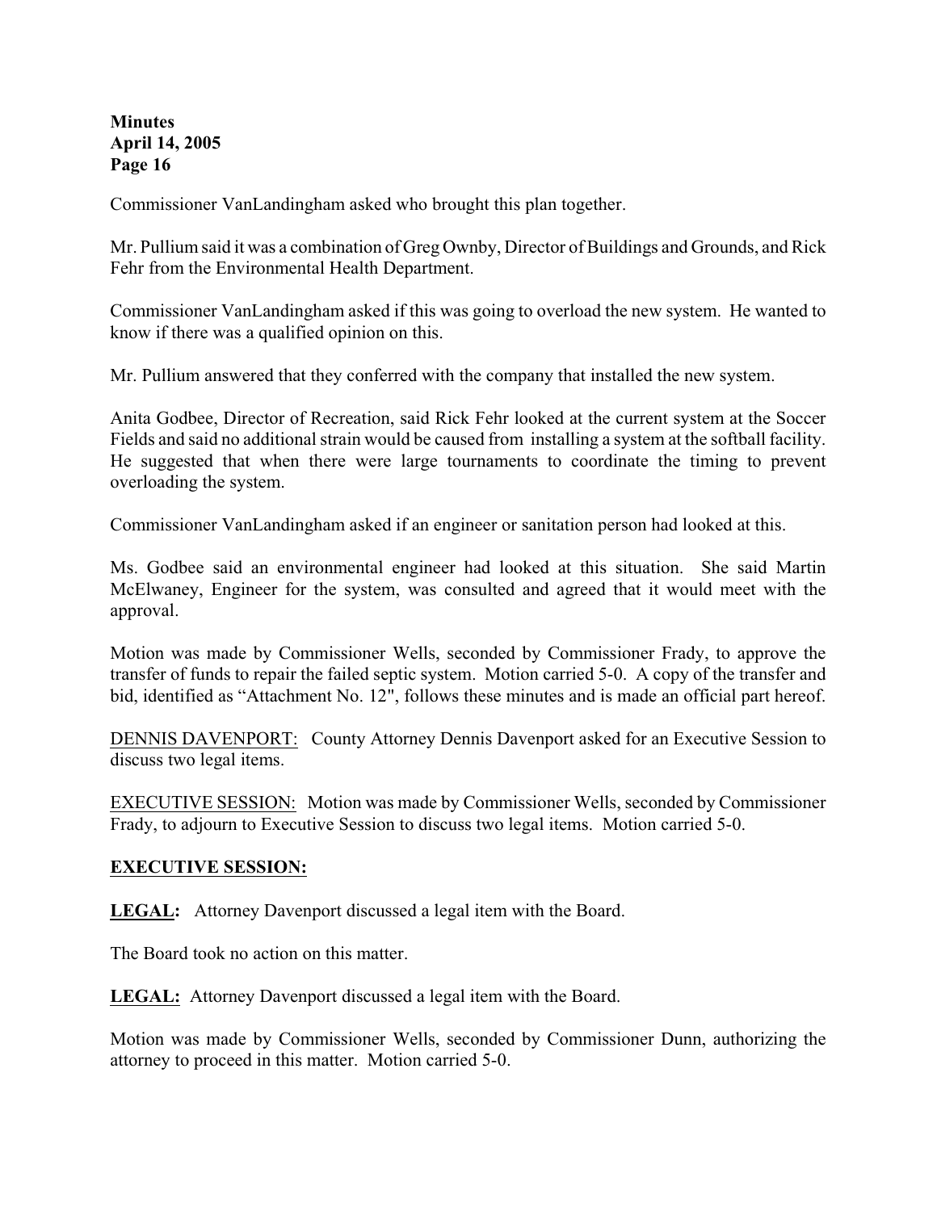Commissioner VanLandingham asked who brought this plan together.

Mr. Pullium said it was a combination of Greg Ownby, Director of Buildings and Grounds, and Rick Fehr from the Environmental Health Department.

Commissioner VanLandingham asked if this was going to overload the new system. He wanted to know if there was a qualified opinion on this.

Mr. Pullium answered that they conferred with the company that installed the new system.

Anita Godbee, Director of Recreation, said Rick Fehr looked at the current system at the Soccer Fields and said no additional strain would be caused from installing a system at the softball facility. He suggested that when there were large tournaments to coordinate the timing to prevent overloading the system.

Commissioner VanLandingham asked if an engineer or sanitation person had looked at this.

Ms. Godbee said an environmental engineer had looked at this situation. She said Martin McElwaney, Engineer for the system, was consulted and agreed that it would meet with the approval.

Motion was made by Commissioner Wells, seconded by Commissioner Frady, to approve the transfer of funds to repair the failed septic system. Motion carried 5-0. A copy of the transfer and bid, identified as "Attachment No. 12", follows these minutes and is made an official part hereof.

DENNIS DAVENPORT: County Attorney Dennis Davenport asked for an Executive Session to discuss two legal items.

EXECUTIVE SESSION: Motion was made by Commissioner Wells, seconded by Commissioner Frady, to adjourn to Executive Session to discuss two legal items. Motion carried 5-0.

**EXECUTIVE SESSION:**

**LEGAL:** Attorney Davenport discussed a legal item with the Board.

The Board took no action on this matter.

**LEGAL:** Attorney Davenport discussed a legal item with the Board.

Motion was made by Commissioner Wells, seconded by Commissioner Dunn, authorizing the attorney to proceed in this matter. Motion carried 5-0.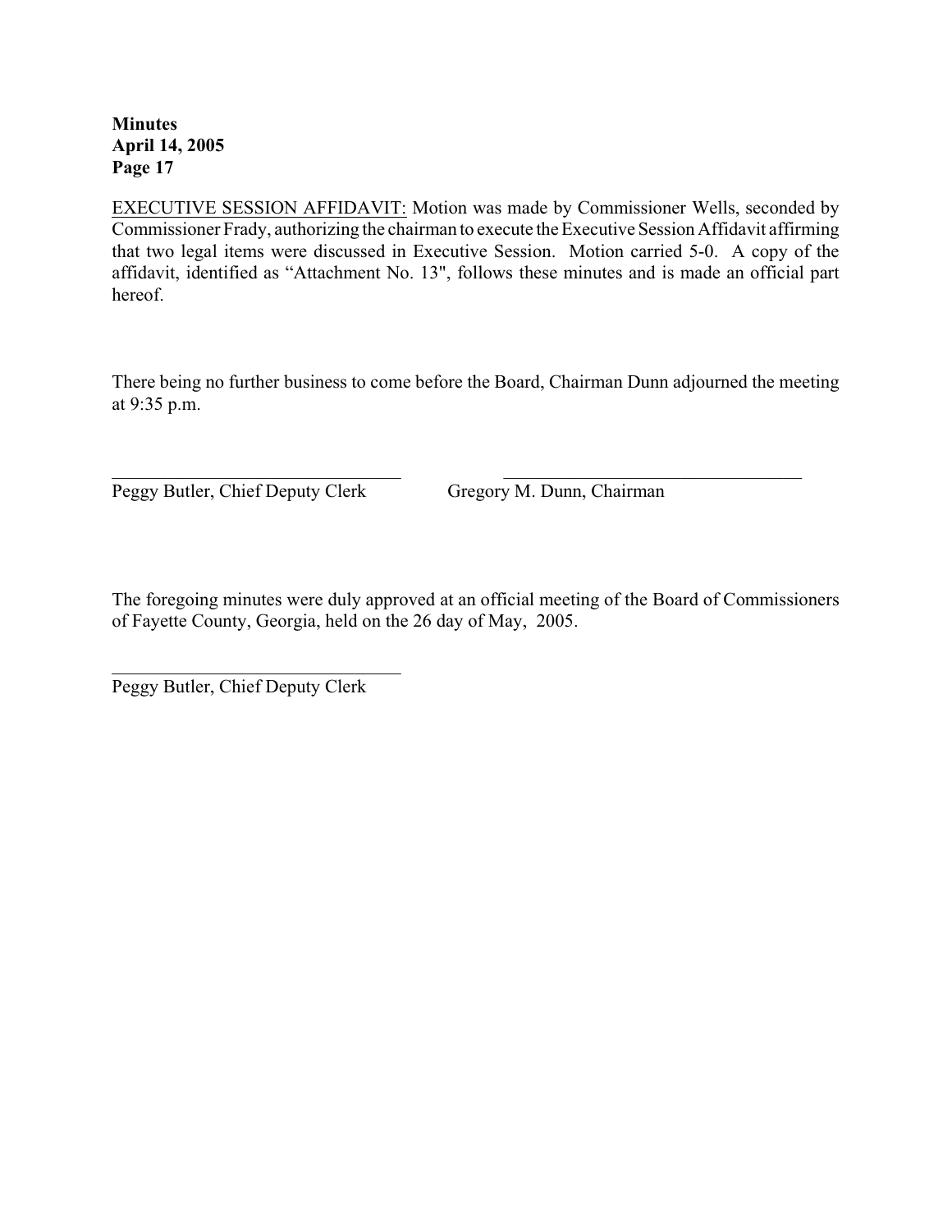EXECUTIVE SESSION AFFIDAVIT: Motion was made by Commissioner Wells, seconded by Commissioner Frady, authorizing the chairman to execute the Executive Session Affidavit affirming that two legal items were discussed in Executive Session. Motion carried 5-0. A copy of the affidavit, identified as "Attachment No. 13", follows these minutes and is made an official part hereof.

There being no further business to come before the Board, Chairman Dunn adjourned the meeting at 9:35 p.m.

\_\_\_\_\_\_\_\_\_\_\_\_\_\_\_\_\_\_\_\_\_\_\_\_\_\_\_\_\_\_\_\_ \_\_\_\_\_\_\_\_\_\_\_\_\_\_\_\_\_\_\_\_\_\_\_\_\_\_\_\_\_\_\_\_

Peggy Butler, Chief Deputy Clerk Gregory M. Dunn, Chairman

The foregoing minutes were duly approved at an official meeting of the Board of Commissioners of Fayette County, Georgia, held on the 26 day of May, 2005.

\_\_\_\_\_\_\_\_\_\_\_\_\_\_\_\_\_\_\_\_\_\_\_\_\_\_\_\_\_\_\_\_

Peggy Butler, Chief Deputy Clerk